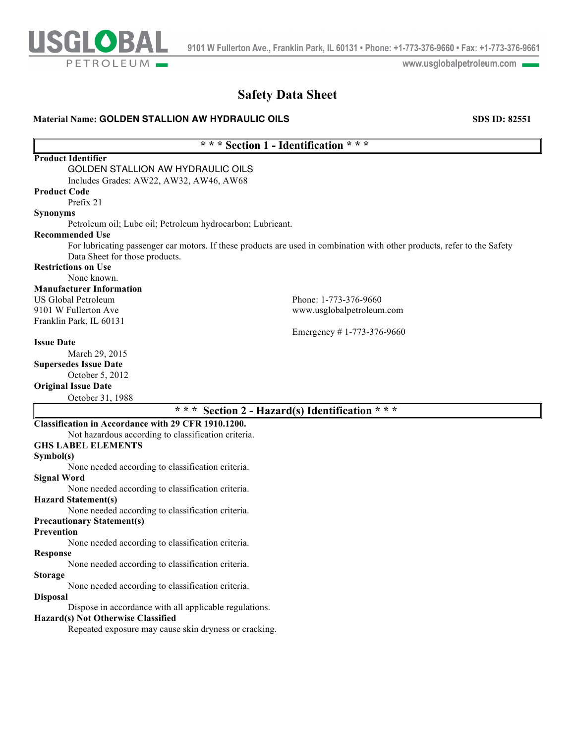# Safety Data Sheet

**Material Name:** **GOLDEN STALLION AW HYDRAULIC OILS** **SDS ID: 82551**

## * * * Section 1 - Identification * * *

**Product Identifier**

GOLDEN STALLION AW HYDRAULIC OILS
Includes Grades: AW22, AW32, AW46, AW68

**Product Code**

Prefix 21

**Synonyms**

Petroleum oil; Lube oil; Petroleum hydrocarbon; Lubricant.

**Recommended Use**

For lubricating passenger car motors. If these products are used in combination with other products, refer to the Safety Data Sheet for those products.

**Restrictions on Use**

None known.

**Manufacturer Information**

US Global Petroleum
9101 W Fullerton Ave
Franklin Park, IL 60131

Phone: 1-773-376-9660
www.usglobalpetroleum.com

Emergency # 1-773-376-9660

**Issue Date**

March 29, 2015

**Supersedes Issue Date**

October 5, 2012

**Original Issue Date**

October 31, 1988

## * * * Section 2 - Hazard(s) Identification * * *

**Classification in Accordance with 29 CFR 1910.1200.**

Not hazardous according to classification criteria.

**GHS LABEL ELEMENTS**

**Symbol(s)**

None needed according to classification criteria.

**Signal Word**

None needed according to classification criteria.

**Hazard Statement(s)**

None needed according to classification criteria.

**Precautionary Statement(s)**

**Prevention**

None needed according to classification criteria.

**Response**

None needed according to classification criteria.

**Storage**

None needed according to classification criteria.

**Disposal**

Dispose in accordance with all applicable regulations.

**Hazard(s) Not Otherwise Classified**

Repeated exposure may cause skin dryness or cracking.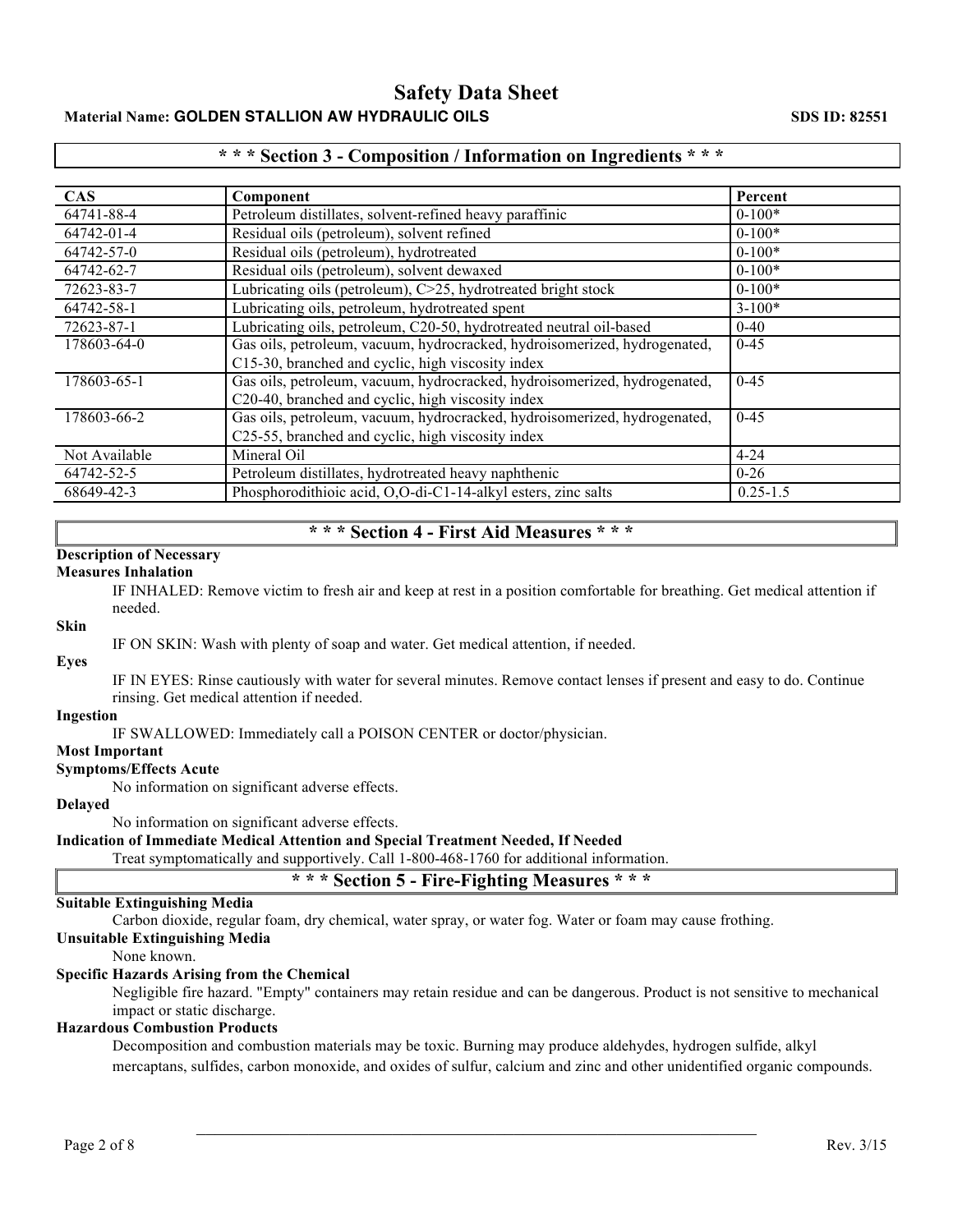## * * * Section 3 - Composition / Information on Ingredients * * *

| CAS | Component | Percent |
|---|---|---|
| 64741-88-4 | Petroleum distillates, solvent-refined heavy paraffinic | 0-100* |
| 64742-01-4 | Residual oils (petroleum), solvent refined | 0-100* |
| 64742-57-0 | Residual oils (petroleum), hydrotreated | 0-100* |
| 64742-62-7 | Residual oils (petroleum), solvent dewaxed | 0-100* |
| 72623-83-7 | Lubricating oils (petroleum), C>25, hydrotreated bright stock | 0-100* |
| 64742-58-1 | Lubricating oils, petroleum, hydrotreated spent | 3-100* |
| 72623-87-1 | Lubricating oils, petroleum, C20-50, hydrotreated neutral oil-based | 0-40 |
| 178603-64-0 | Gas oils, petroleum, vacuum, hydrocracked, hydroisomerized, hydrogenated, C15-30, branched and cyclic, high viscosity index | 0-45 |
| 178603-65-1 | Gas oils, petroleum, vacuum, hydrocracked, hydroisomerized, hydrogenated, C20-40, branched and cyclic, high viscosity index | 0-45 |
| 178603-66-2 | Gas oils, petroleum, vacuum, hydrocracked, hydroisomerized, hydrogenated, C25-55, branched and cyclic, high viscosity index | 0-45 |
| Not Available | Mineral Oil | 4-24 |
| 64742-52-5 | Petroleum distillates, hydrotreated heavy naphthenic | 0-26 |
| 68649-42-3 | Phosphorodithioic acid, O,O-di-C1-14-alkyl esters, zinc salts | 0.25-1.5 |

## * * * Section 4 - First Aid Measures * * *

**Description of Necessary Measures Inhalation**

IF INHALED: Remove victim to fresh air and keep at rest in a position comfortable for breathing. Get medical attention if needed.

**Skin**

IF ON SKIN: Wash with plenty of soap and water. Get medical attention, if needed.

**Eyes**

IF IN EYES: Rinse cautiously with water for several minutes. Remove contact lenses if present and easy to do. Continue rinsing. Get medical attention if needed.

**Ingestion**

IF SWALLOWED: Immediately call a POISON CENTER or doctor/physician.

**Most Important Symptoms/Effects Acute**

No information on significant adverse effects.

**Delayed**

No information on significant adverse effects.

**Indication of Immediate Medical Attention and Special Treatment Needed, If Needed**

Treat symptomatically and supportively. Call 1-800-468-1760 for additional information.

## * * * Section 5 - Fire-Fighting Measures * * *

**Suitable Extinguishing Media**

Carbon dioxide, regular foam, dry chemical, water spray, or water fog. Water or foam may cause frothing.

**Unsuitable Extinguishing Media**

None known.

**Specific Hazards Arising from the Chemical**

Negligible fire hazard. "Empty" containers may retain residue and can be dangerous. Product is not sensitive to mechanical impact or static discharge.

**Hazardous Combustion Products**

Decomposition and combustion materials may be toxic. Burning may produce aldehydes, hydrogen sulfide, alkyl mercaptans, sulfides, carbon monoxide, and oxides of sulfur, calcium and zinc and other unidentified organic compounds.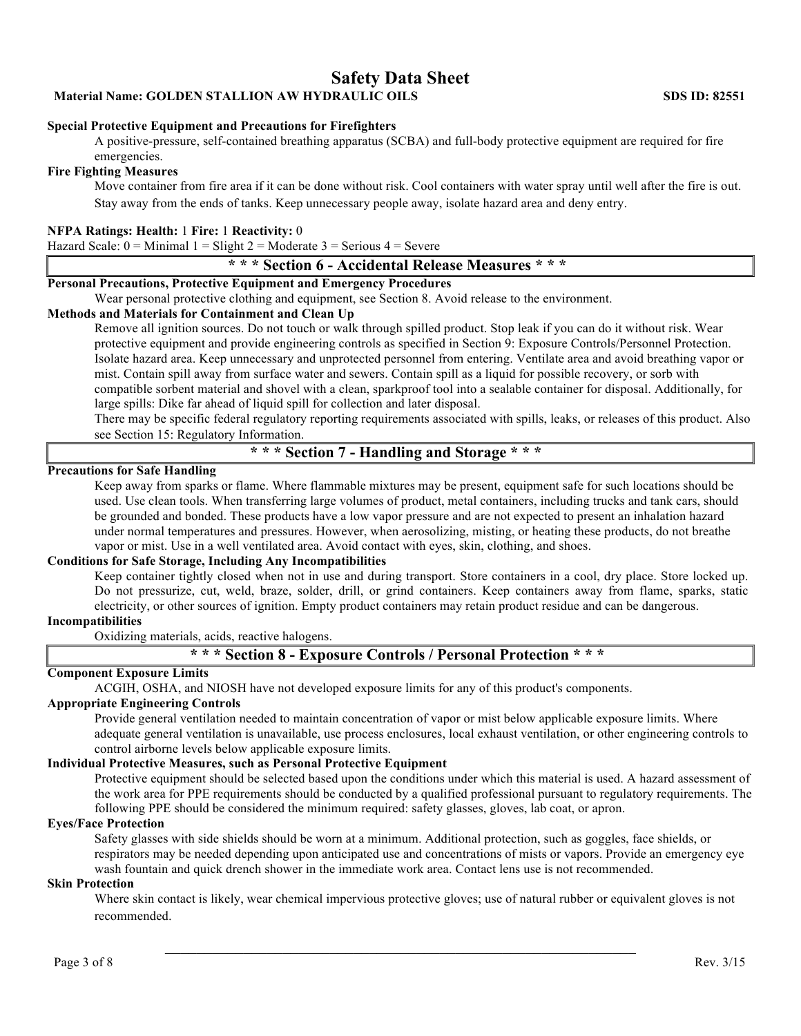**Special Protective Equipment and Precautions for Firefighters**

A positive-pressure, self-contained breathing apparatus (SCBA) and full-body protective equipment are required for fire emergencies.

**Fire Fighting Measures**

Move container from fire area if it can be done without risk. Cool containers with water spray until well after the fire is out. Stay away from the ends of tanks. Keep unnecessary people away, isolate hazard area and deny entry.

**NFPA Ratings: Health:** 1 **Fire:** 1 **Reactivity:** 0

Hazard Scale: 0 = Minimal 1 = Slight 2 = Moderate 3 = Serious 4 = Severe

## * * * Section 6 - Accidental Release Measures * * *

**Personal Precautions, Protective Equipment and Emergency Procedures**

Wear personal protective clothing and equipment, see Section 8. Avoid release to the environment.

**Methods and Materials for Containment and Clean Up**

Remove all ignition sources. Do not touch or walk through spilled product. Stop leak if you can do it without risk. Wear protective equipment and provide engineering controls as specified in Section 9: Exposure Controls/Personnel Protection. Isolate hazard area. Keep unnecessary and unprotected personnel from entering. Ventilate area and avoid breathing vapor or mist. Contain spill away from surface water and sewers. Contain spill as a liquid for possible recovery, or sorb with compatible sorbent material and shovel with a clean, sparkproof tool into a sealable container for disposal. Additionally, for large spills: Dike far ahead of liquid spill for collection and later disposal.

There may be specific federal regulatory reporting requirements associated with spills, leaks, or releases of this product. Also see Section 15: Regulatory Information.

## * * * Section 7 - Handling and Storage * * *

**Precautions for Safe Handling**

Keep away from sparks or flame. Where flammable mixtures may be present, equipment safe for such locations should be used. Use clean tools. When transferring large volumes of product, metal containers, including trucks and tank cars, should be grounded and bonded. These products have a low vapor pressure and are not expected to present an inhalation hazard under normal temperatures and pressures. However, when aerosolizing, misting, or heating these products, do not breathe vapor or mist. Use in a well ventilated area. Avoid contact with eyes, skin, clothing, and shoes.

**Conditions for Safe Storage, Including Any Incompatibilities**

Keep container tightly closed when not in use and during transport. Store containers in a cool, dry place. Store locked up. Do not pressurize, cut, weld, braze, solder, drill, or grind containers. Keep containers away from flame, sparks, static electricity, or other sources of ignition. Empty product containers may retain product residue and can be dangerous.

**Incompatibilities**

Oxidizing materials, acids, reactive halogens.

## * * * Section 8 - Exposure Controls / Personal Protection * * *

**Component Exposure Limits**

ACGIH, OSHA, and NIOSH have not developed exposure limits for any of this product's components.

**Appropriate Engineering Controls**

Provide general ventilation needed to maintain concentration of vapor or mist below applicable exposure limits. Where adequate general ventilation is unavailable, use process enclosures, local exhaust ventilation, or other engineering controls to control airborne levels below applicable exposure limits.

**Individual Protective Measures, such as Personal Protective Equipment**

Protective equipment should be selected based upon the conditions under which this material is used. A hazard assessment of the work area for PPE requirements should be conducted by a qualified professional pursuant to regulatory requirements. The following PPE should be considered the minimum required: safety glasses, gloves, lab coat, or apron.

**Eyes/Face Protection**

Safety glasses with side shields should be worn at a minimum. Additional protection, such as goggles, face shields, or respirators may be needed depending upon anticipated use and concentrations of mists or vapors. Provide an emergency eye wash fountain and quick drench shower in the immediate work area. Contact lens use is not recommended.

**Skin Protection**

Where skin contact is likely, wear chemical impervious protective gloves; use of natural rubber or equivalent gloves is not recommended.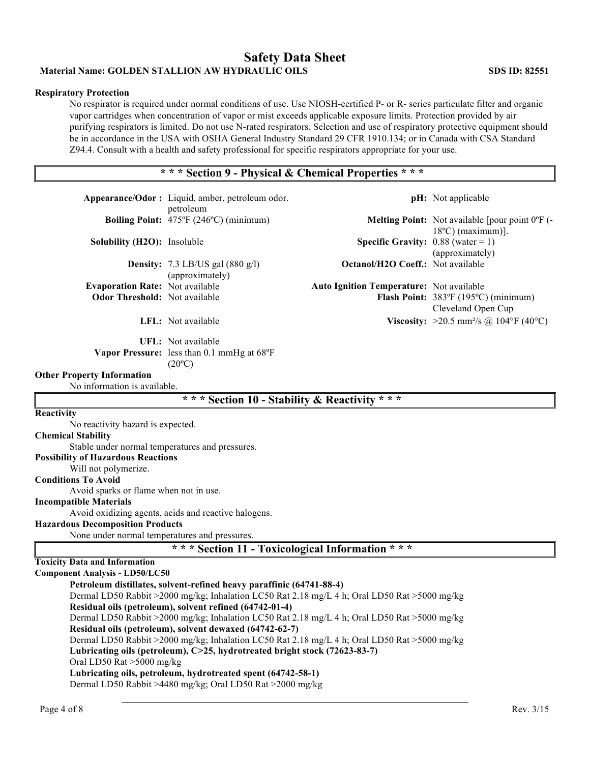#### Respiratory Protection

No respirator is required under normal conditions of use. Use NIOSH-certified P- or R- series particulate filter and organic vapor cartridges when concentration of vapor or mist exceeds applicable exposure limits. Protection provided by air purifying respirators is limited. Do not use N-rated respirators. Selection and use of respiratory protective equipment should be in accordance in the USA with OSHA General Industry Standard 29 CFR 1910.134; or in Canada with CSA Standard Z94.4. Consult with a health and safety professional for specific respirators appropriate for your use.

## * * * Section 9 - Physical & Chemical Properties * * *

| | | | |
|---|---|---|---|
| **Appearance/Odor :** | Liquid, amber, petroleum odor. petroleum | **pH:** | Not applicable |
| **Boiling Point:** | 475ºF (246ºC) (minimum) | **Melting Point:** | Not available [pour point 0ºF (-18ºC) (maximum)]. |
| **Solubility (H2O):** | Insoluble | **Specific Gravity:** | 0.88 (water = 1) (approximately) |
| **Density:** | 7.3 LB/US gal (880 g/l) (approximately) | **Octanol/H2O Coeff.:** | Not available |
| **Evaporation Rate:** | Not available | **Auto Ignition Temperature:** | Not available |
| **Odor Threshold:** | Not available | **Flash Point:** | 383ºF (195ºC) (minimum) Cleveland Open Cup |
| **LFL:** | Not available | **Viscosity:** | >20.5 mm²/s @ 104°F (40°C) |
| **UFL:** | Not available | | |
| **Vapor Pressure:** | less than 0.1 mmHg at 68ºF (20ºC) | | |

#### Other Property Information

No information is available.

## * * * Section 10 - Stability & Reactivity * * *

#### Reactivity

No reactivity hazard is expected.

#### Chemical Stability

Stable under normal temperatures and pressures.

#### Possibility of Hazardous Reactions

Will not polymerize.

#### Conditions To Avoid

Avoid sparks or flame when not in use.

#### Incompatible Materials

Avoid oxidizing agents, acids and reactive halogens.

#### Hazardous Decomposition Products

None under normal temperatures and pressures.

## * * * Section 11 - Toxicological Information * * *

#### Toxicity Data and Information

#### Component Analysis - LD50/LC50

**Petroleum distillates, solvent-refined heavy paraffinic (64741-88-4)**
Dermal LD50 Rabbit >2000 mg/kg; Inhalation LC50 Rat 2.18 mg/L 4 h; Oral LD50 Rat >5000 mg/kg

**Residual oils (petroleum), solvent refined (64742-01-4)**
Dermal LD50 Rabbit >2000 mg/kg; Inhalation LC50 Rat 2.18 mg/L 4 h; Oral LD50 Rat >5000 mg/kg

**Residual oils (petroleum), solvent dewaxed (64742-62-7)**
Dermal LD50 Rabbit >2000 mg/kg; Inhalation LC50 Rat 2.18 mg/L 4 h; Oral LD50 Rat >5000 mg/kg

**Lubricating oils (petroleum), C>25, hydrotreated bright stock (72623-83-7)**
Oral LD50 Rat >5000 mg/kg

**Lubricating oils, petroleum, hydrotreated spent (64742-58-1)**
Dermal LD50 Rabbit >4480 mg/kg; Oral LD50 Rat >2000 mg/kg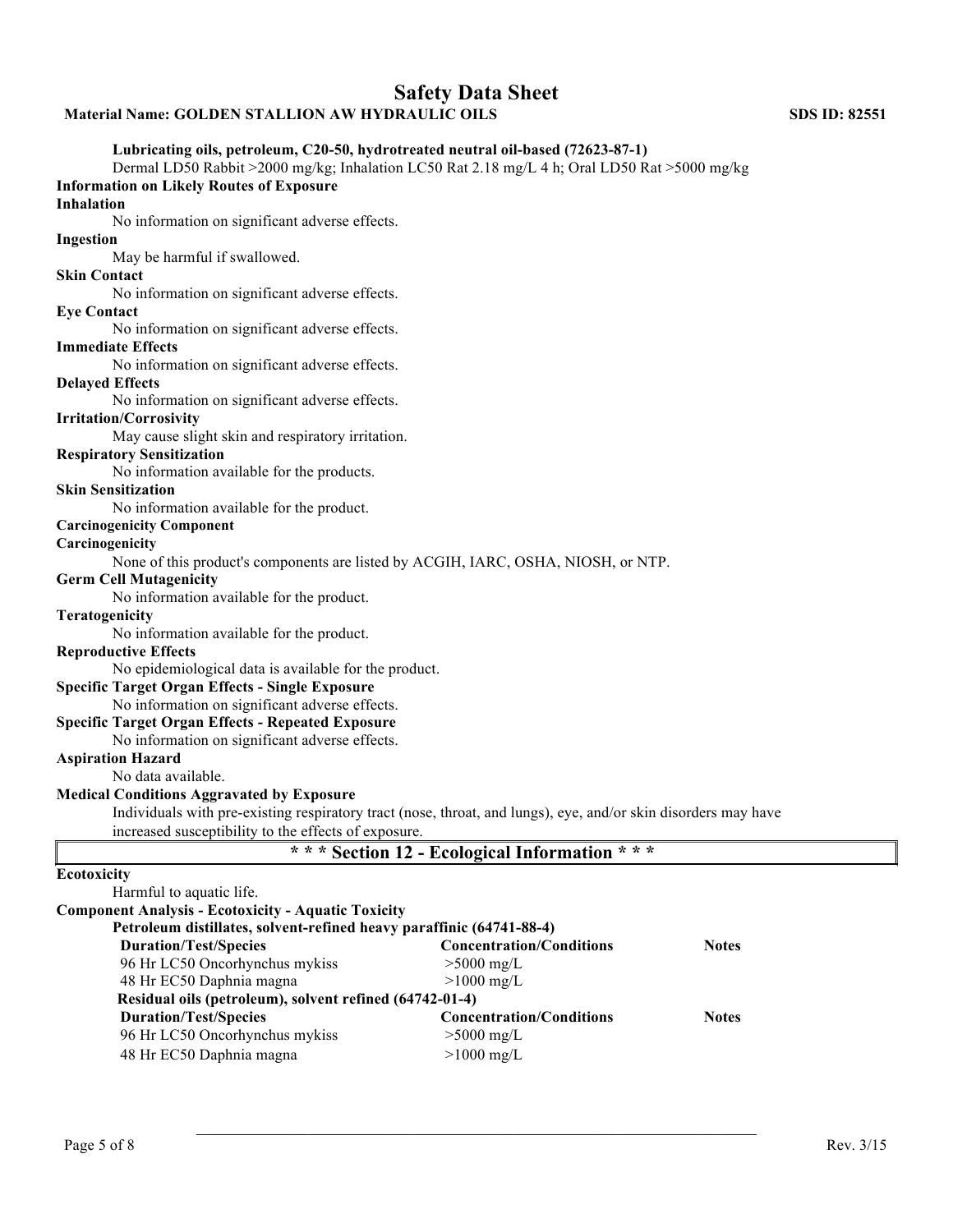**Lubricating oils, petroleum, C20-50, hydrotreated neutral oil-based (72623-87-1)**

Dermal LD50 Rabbit >2000 mg/kg; Inhalation LC50 Rat 2.18 mg/L 4 h; Oral LD50 Rat >5000 mg/kg

**Information on Likely Routes of Exposure**

**Inhalation**

No information on significant adverse effects.

**Ingestion**

May be harmful if swallowed.

**Skin Contact**

No information on significant adverse effects.

**Eye Contact**

No information on significant adverse effects.

**Immediate Effects**

No information on significant adverse effects.

**Delayed Effects**

No information on significant adverse effects.

**Irritation/Corrosivity**

May cause slight skin and respiratory irritation.

**Respiratory Sensitization**

No information available for the products.

**Skin Sensitization**

No information available for the product.

**Carcinogenicity Component**

**Carcinogenicity**

None of this product's components are listed by ACGIH, IARC, OSHA, NIOSH, or NTP.

**Germ Cell Mutagenicity**

No information available for the product.

**Teratogenicity**

No information available for the product.

**Reproductive Effects**

No epidemiological data is available for the product.

**Specific Target Organ Effects - Single Exposure**

No information on significant adverse effects.

**Specific Target Organ Effects - Repeated Exposure**

No information on significant adverse effects.

**Aspiration Hazard**

No data available.

**Medical Conditions Aggravated by Exposure**

Individuals with pre-existing respiratory tract (nose, throat, and lungs), eye, and/or skin disorders may have increased susceptibility to the effects of exposure.

## * * * Section 12 - Ecological Information * * *

**Ecotoxicity**

Harmful to aquatic life.

**Component Analysis - Ecotoxicity - Aquatic Toxicity**

**Petroleum distillates, solvent-refined heavy paraffinic (64741-88-4)**

| Duration/Test/Species | Concentration/Conditions | Notes |
|---|---|---|
| 96 Hr LC50 Oncorhynchus mykiss | >5000 mg/L | |
| 48 Hr EC50 Daphnia magna | >1000 mg/L | |

**Residual oils (petroleum), solvent refined (64742-01-4)**

| Duration/Test/Species | Concentration/Conditions | Notes |
|---|---|---|
| 96 Hr LC50 Oncorhynchus mykiss | >5000 mg/L | |
| 48 Hr EC50 Daphnia magna | >1000 mg/L | |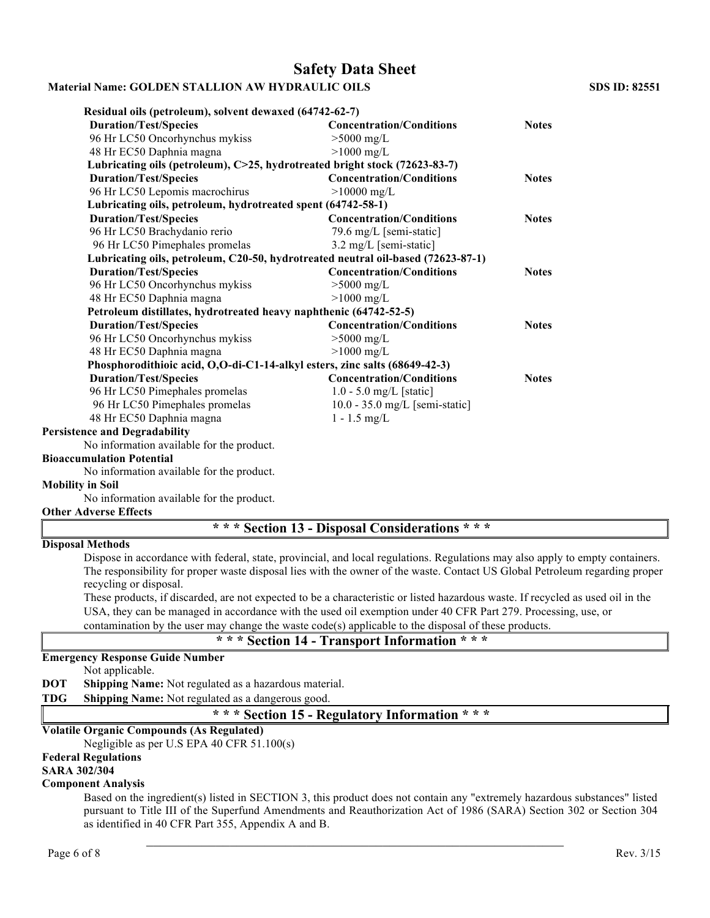**Residual oils (petroleum), solvent dewaxed (64742-62-7)**

| Duration/Test/Species | Concentration/Conditions | Notes |
|---|---|---|
| 96 Hr LC50 Oncorhynchus mykiss | >5000 mg/L | |
| 48 Hr EC50 Daphnia magna | >1000 mg/L | |

**Lubricating oils (petroleum), C>25, hydrotreated bright stock (72623-83-7)**

| Duration/Test/Species | Concentration/Conditions | Notes |
|---|---|---|
| 96 Hr LC50 Lepomis macrochirus | >10000 mg/L | |

**Lubricating oils, petroleum, hydrotreated spent (64742-58-1)**

| Duration/Test/Species | Concentration/Conditions | Notes |
|---|---|---|
| 96 Hr LC50 Brachydanio rerio | 79.6 mg/L [semi-static] | |
| 96 Hr LC50 Pimephales promelas | 3.2 mg/L [semi-static] | |

**Lubricating oils, petroleum, C20-50, hydrotreated neutral oil-based (72623-87-1)**

| Duration/Test/Species | Concentration/Conditions | Notes |
|---|---|---|
| 96 Hr LC50 Oncorhynchus mykiss | >5000 mg/L | |
| 48 Hr EC50 Daphnia magna | >1000 mg/L | |

**Petroleum distillates, hydrotreated heavy naphthenic (64742-52-5)**

| Duration/Test/Species | Concentration/Conditions | Notes |
|---|---|---|
| 96 Hr LC50 Oncorhynchus mykiss | >5000 mg/L | |
| 48 Hr EC50 Daphnia magna | >1000 mg/L | |

**Phosphorodithioic acid, O,O-di-C1-14-alkyl esters, zinc salts (68649-42-3)**

| Duration/Test/Species | Concentration/Conditions | Notes |
|---|---|---|
| 96 Hr LC50 Pimephales promelas | 1.0 - 5.0 mg/L [static] | |
| 96 Hr LC50 Pimephales promelas | 10.0 - 35.0 mg/L [semi-static] | |
| 48 Hr EC50 Daphnia magna | 1 - 1.5 mg/L | |

**Persistence and Degradability**

No information available for the product.

**Bioaccumulation Potential**

No information available for the product.

**Mobility in Soil**

No information available for the product.

**Other Adverse Effects**

## * * * Section 13 - Disposal Considerations * * *

**Disposal Methods**

Dispose in accordance with federal, state, provincial, and local regulations. Regulations may also apply to empty containers. The responsibility for proper waste disposal lies with the owner of the waste. Contact US Global Petroleum regarding proper recycling or disposal.

These products, if discarded, are not expected to be a characteristic or listed hazardous waste. If recycled as used oil in the USA, they can be managed in accordance with the used oil exemption under 40 CFR Part 279. Processing, use, or contamination by the user may change the waste code(s) applicable to the disposal of these products.

## * * * Section 14 - Transport Information * * *

**Emergency Response Guide Number**

Not applicable.

**DOT** **Shipping Name:** Not regulated as a hazardous material.

**TDG** **Shipping Name:** Not regulated as a dangerous good.

## * * * Section 15 - Regulatory Information * * *

**Volatile Organic Compounds (As Regulated)**

Negligible as per U.S EPA 40 CFR 51.100(s)

**Federal Regulations**

**SARA 302/304**

**Component Analysis**

Based on the ingredient(s) listed in SECTION 3, this product does not contain any "extremely hazardous substances" listed pursuant to Title III of the Superfund Amendments and Reauthorization Act of 1986 (SARA) Section 302 or Section 304 as identified in 40 CFR Part 355, Appendix A and B.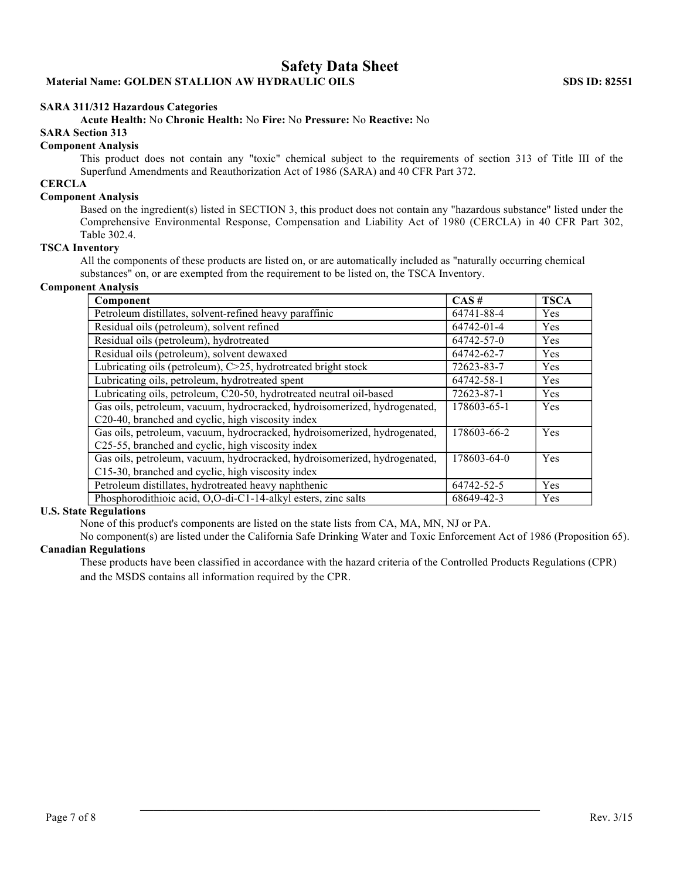**SARA 311/312 Hazardous Categories**

**Acute Health:** No **Chronic Health:** No **Fire:** No **Pressure:** No **Reactive:** No

**SARA Section 313**

**Component Analysis**

This product does not contain any "toxic" chemical subject to the requirements of section 313 of Title III of the Superfund Amendments and Reauthorization Act of 1986 (SARA) and 40 CFR Part 372.

**CERCLA**

**Component Analysis**

Based on the ingredient(s) listed in SECTION 3, this product does not contain any "hazardous substance" listed under the Comprehensive Environmental Response, Compensation and Liability Act of 1980 (CERCLA) in 40 CFR Part 302, Table 302.4.

**TSCA Inventory**

All the components of these products are listed on, or are automatically included as "naturally occurring chemical substances" on, or are exempted from the requirement to be listed on, the TSCA Inventory.

**Component Analysis**

| Component | CAS # | TSCA |
|---|---|---|
| Petroleum distillates, solvent-refined heavy paraffinic | 64741-88-4 | Yes |
| Residual oils (petroleum), solvent refined | 64742-01-4 | Yes |
| Residual oils (petroleum), hydrotreated | 64742-57-0 | Yes |
| Residual oils (petroleum), solvent dewaxed | 64742-62-7 | Yes |
| Lubricating oils (petroleum), C>25, hydrotreated bright stock | 72623-83-7 | Yes |
| Lubricating oils, petroleum, hydrotreated spent | 64742-58-1 | Yes |
| Lubricating oils, petroleum, C20-50, hydrotreated neutral oil-based | 72623-87-1 | Yes |
| Gas oils, petroleum, vacuum, hydrocracked, hydroisomerized, hydrogenated, C20-40, branched and cyclic, high viscosity index | 178603-65-1 | Yes |
| Gas oils, petroleum, vacuum, hydrocracked, hydroisomerized, hydrogenated, C25-55, branched and cyclic, high viscosity index | 178603-66-2 | Yes |
| Gas oils, petroleum, vacuum, hydrocracked, hydroisomerized, hydrogenated, C15-30, branched and cyclic, high viscosity index | 178603-64-0 | Yes |
| Petroleum distillates, hydrotreated heavy naphthenic | 64742-52-5 | Yes |
| Phosphorodithioic acid, O,O-di-C1-14-alkyl esters, zinc salts | 68649-42-3 | Yes |

**U.S. State Regulations**

None of this product's components are listed on the state lists from CA, MA, MN, NJ or PA.

No component(s) are listed under the California Safe Drinking Water and Toxic Enforcement Act of 1986 (Proposition 65).

**Canadian Regulations**

These products have been classified in accordance with the hazard criteria of the Controlled Products Regulations (CPR) and the MSDS contains all information required by the CPR.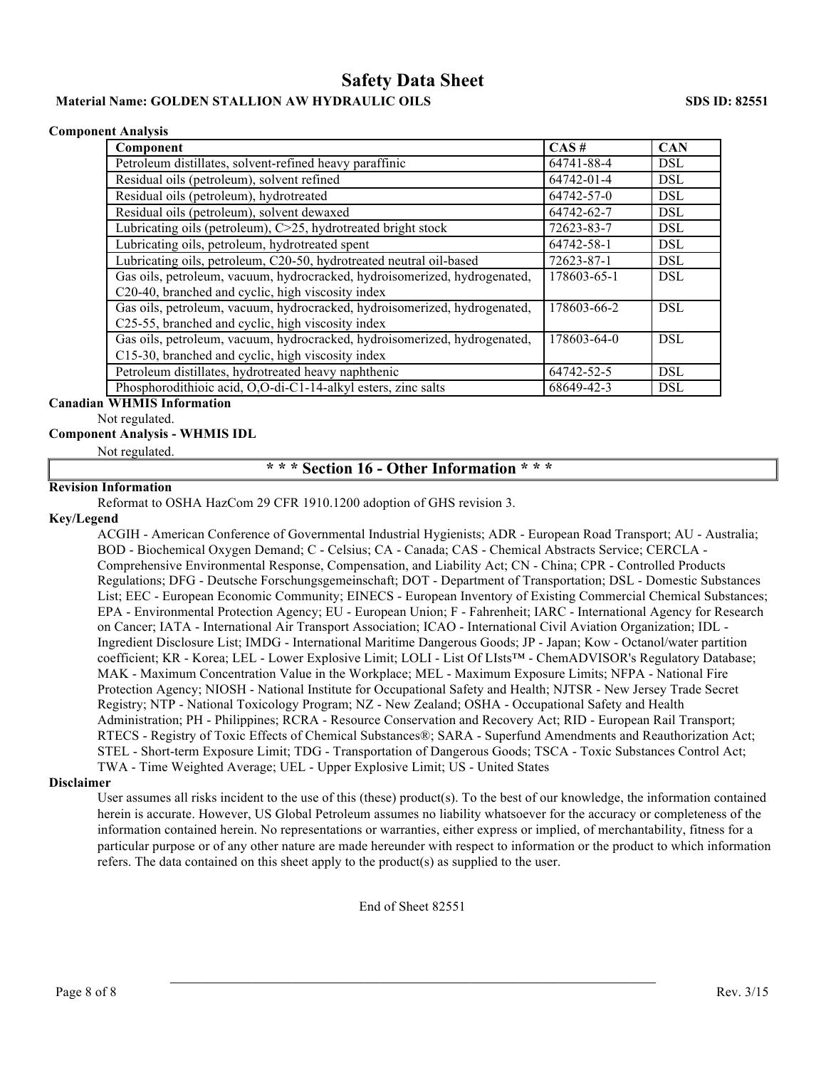**Component Analysis**

| Component | CAS # | CAN |
|---|---|---|
| Petroleum distillates, solvent-refined heavy paraffinic | 64741-88-4 | DSL |
| Residual oils (petroleum), solvent refined | 64742-01-4 | DSL |
| Residual oils (petroleum), hydrotreated | 64742-57-0 | DSL |
| Residual oils (petroleum), solvent dewaxed | 64742-62-7 | DSL |
| Lubricating oils (petroleum), C>25, hydrotreated bright stock | 72623-83-7 | DSL |
| Lubricating oils, petroleum, hydrotreated spent | 64742-58-1 | DSL |
| Lubricating oils, petroleum, C20-50, hydrotreated neutral oil-based | 72623-87-1 | DSL |
| Gas oils, petroleum, vacuum, hydrocracked, hydroisomerized, hydrogenated, C20-40, branched and cyclic, high viscosity index | 178603-65-1 | DSL |
| Gas oils, petroleum, vacuum, hydrocracked, hydroisomerized, hydrogenated, C25-55, branched and cyclic, high viscosity index | 178603-66-2 | DSL |
| Gas oils, petroleum, vacuum, hydrocracked, hydroisomerized, hydrogenated, C15-30, branched and cyclic, high viscosity index | 178603-64-0 | DSL |
| Petroleum distillates, hydrotreated heavy naphthenic | 64742-52-5 | DSL |
| Phosphorodithioic acid, O,O-di-C1-14-alkyl esters, zinc salts | 68649-42-3 | DSL |

**Canadian WHMIS Information**

Not regulated.

**Component Analysis - WHMIS IDL**

Not regulated.

## * * * Section 16 - Other Information * * *

**Revision Information**

Reformat to OSHA HazCom 29 CFR 1910.1200 adoption of GHS revision 3.

**Key/Legend**

ACGIH - American Conference of Governmental Industrial Hygienists; ADR - European Road Transport; AU - Australia; BOD - Biochemical Oxygen Demand; C - Celsius; CA - Canada; CAS - Chemical Abstracts Service; CERCLA - Comprehensive Environmental Response, Compensation, and Liability Act; CN - China; CPR - Controlled Products Regulations; DFG - Deutsche Forschungsgemeinschaft; DOT - Department of Transportation; DSL - Domestic Substances List; EEC - European Economic Community; EINECS - European Inventory of Existing Commercial Chemical Substances; EPA - Environmental Protection Agency; EU - European Union; F - Fahrenheit; IARC - International Agency for Research on Cancer; IATA - International Air Transport Association; ICAO - International Civil Aviation Organization; IDL - Ingredient Disclosure List; IMDG - International Maritime Dangerous Goods; JP - Japan; Kow - Octanol/water partition coefficient; KR - Korea; LEL - Lower Explosive Limit; LOLI - List Of LIsts™ - ChemADVISOR's Regulatory Database; MAK - Maximum Concentration Value in the Workplace; MEL - Maximum Exposure Limits; NFPA - National Fire Protection Agency; NIOSH - National Institute for Occupational Safety and Health; NJTSR - New Jersey Trade Secret Registry; NTP - National Toxicology Program; NZ - New Zealand; OSHA - Occupational Safety and Health Administration; PH - Philippines; RCRA - Resource Conservation and Recovery Act; RID - European Rail Transport; RTECS - Registry of Toxic Effects of Chemical Substances®; SARA - Superfund Amendments and Reauthorization Act; STEL - Short-term Exposure Limit; TDG - Transportation of Dangerous Goods; TSCA - Toxic Substances Control Act; TWA - Time Weighted Average; UEL - Upper Explosive Limit; US - United States

**Disclaimer**

User assumes all risks incident to the use of this (these) product(s). To the best of our knowledge, the information contained herein is accurate. However, US Global Petroleum assumes no liability whatsoever for the accuracy or completeness of the information contained herein. No representations or warranties, either express or implied, of merchantability, fitness for a particular purpose or of any other nature are made hereunder with respect to information or the product to which information refers. The data contained on this sheet apply to the product(s) as supplied to the user.

End of Sheet 82551